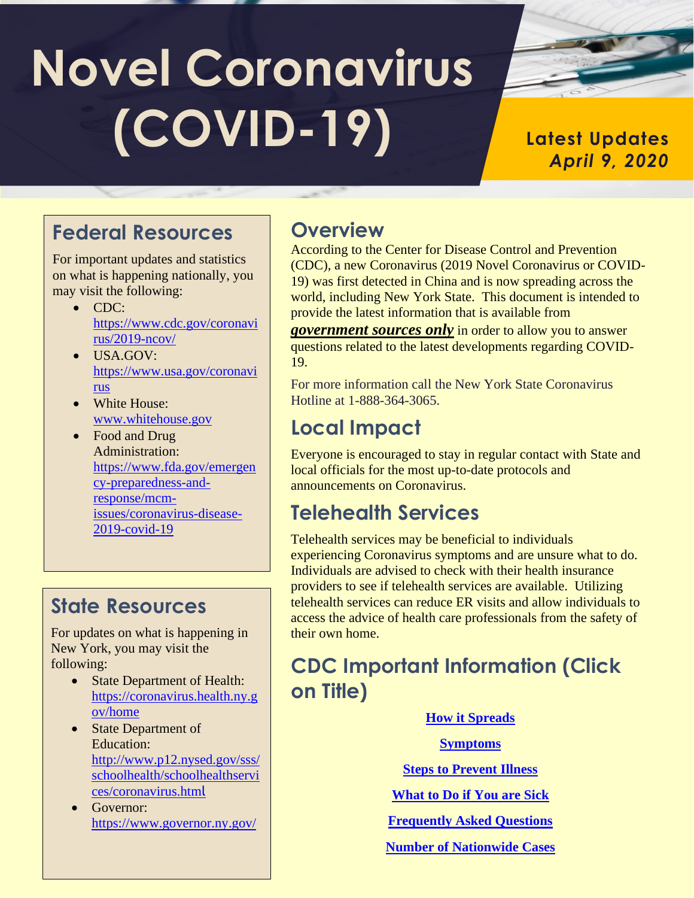# Novel Coronavirus (COVID-19)

**Latest Updates**
***April 9, 2020***

## Federal Resources

For important updates and statistics on what is happening nationally, you may visit the following:

- CDC: [https://www.cdc.gov/coronavirus/2019-ncov/](https://www.cdc.gov/coronavirus/2019-ncov/)
- USA.GOV: [https://www.usa.gov/coronavirus](https://www.usa.gov/coronavirus)
- White House: [www.whitehouse.gov](www.whitehouse.gov)
- Food and Drug Administration: [https://www.fda.gov/emergency-preparedness-and-response/mcm-issues/coronavirus-disease-2019-covid-19](https://www.fda.gov/emergency-preparedness-and-response/mcm-issues/coronavirus-disease-2019-covid-19)

## State Resources

For updates on what is happening in New York, you may visit the following:

- State Department of Health: [https://coronavirus.health.ny.gov/home](https://coronavirus.health.ny.gov/home)
- State Department of Education: [http://www.p12.nysed.gov/sss/schoolhealth/schoolhealthservices/coronavirus.html](http://www.p12.nysed.gov/sss/schoolhealth/schoolhealthservices/coronavirus.html)
- Governor: [https://www.governor.ny.gov/](https://www.governor.ny.gov/)

## Overview

According to the Center for Disease Control and Prevention (CDC), a new Coronavirus (2019 Novel Coronavirus or COVID-19) was first detected in China and is now spreading across the world, including New York State. This document is intended to provide the latest information that is available from ***government sources only*** in order to allow you to answer questions related to the latest developments regarding COVID-19.

For more information call the New York State Coronavirus Hotline at 1-888-364-3065.

## Local Impact

Everyone is encouraged to stay in regular contact with State and local officials for the most up-to-date protocols and announcements on Coronavirus.

## Telehealth Services

Telehealth services may be beneficial to individuals experiencing Coronavirus symptoms and are unsure what to do. Individuals are advised to check with their health insurance providers to see if telehealth services are available. Utilizing telehealth services can reduce ER visits and allow individuals to access the advice of health care professionals from the safety of their own home.

## CDC Important Information (Click on Title)

**How it Spreads**

**Symptoms**

**Steps to Prevent Illness**

**What to Do if You are Sick**

**Frequently Asked Questions**

**Number of Nationwide Cases**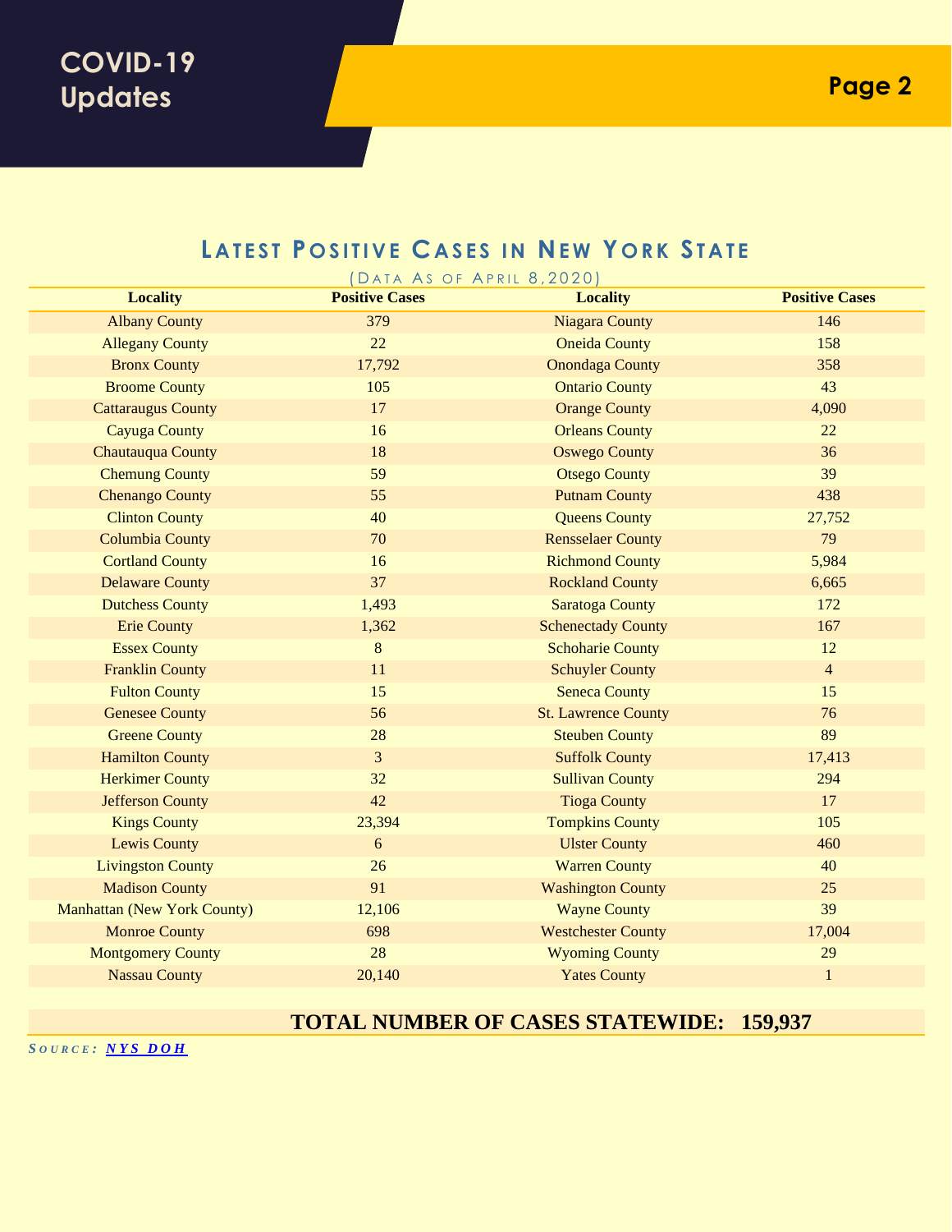# COVID-19 Updates

## Latest Positive Cases in New York State

(Data As of April 8,2020)

| Locality | Positive Cases | Locality | Positive Cases |
|---|---|---|---|
| Albany County | 379 | Niagara County | 146 |
| Allegany County | 22 | Oneida County | 158 |
| Bronx County | 17,792 | Onondaga County | 358 |
| Broome County | 105 | Ontario County | 43 |
| Cattaraugus County | 17 | Orange County | 4,090 |
| Cayuga County | 16 | Orleans County | 22 |
| Chautauqua County | 18 | Oswego County | 36 |
| Chemung County | 59 | Otsego County | 39 |
| Chenango County | 55 | Putnam County | 438 |
| Clinton County | 40 | Queens County | 27,752 |
| Columbia County | 70 | Rensselaer County | 79 |
| Cortland County | 16 | Richmond County | 5,984 |
| Delaware County | 37 | Rockland County | 6,665 |
| Dutchess County | 1,493 | Saratoga County | 172 |
| Erie County | 1,362 | Schenectady County | 167 |
| Essex County | 8 | Schoharie County | 12 |
| Franklin County | 11 | Schuyler County | 4 |
| Fulton County | 15 | Seneca County | 15 |
| Genesee County | 56 | St. Lawrence County | 76 |
| Greene County | 28 | Steuben County | 89 |
| Hamilton County | 3 | Suffolk County | 17,413 |
| Herkimer County | 32 | Sullivan County | 294 |
| Jefferson County | 42 | Tioga County | 17 |
| Kings County | 23,394 | Tompkins County | 105 |
| Lewis County | 6 | Ulster County | 460 |
| Livingston County | 26 | Warren County | 40 |
| Madison County | 91 | Washington County | 25 |
| Manhattan (New York County) | 12,106 | Wayne County | 39 |
| Monroe County | 698 | Westchester County | 17,004 |
| Montgomery County | 28 | Wyoming County | 29 |
| Nassau County | 20,140 | Yates County | 1 |

**TOTAL NUMBER OF CASES STATEWIDE: 159,937**

*Source:* **NYS DOH**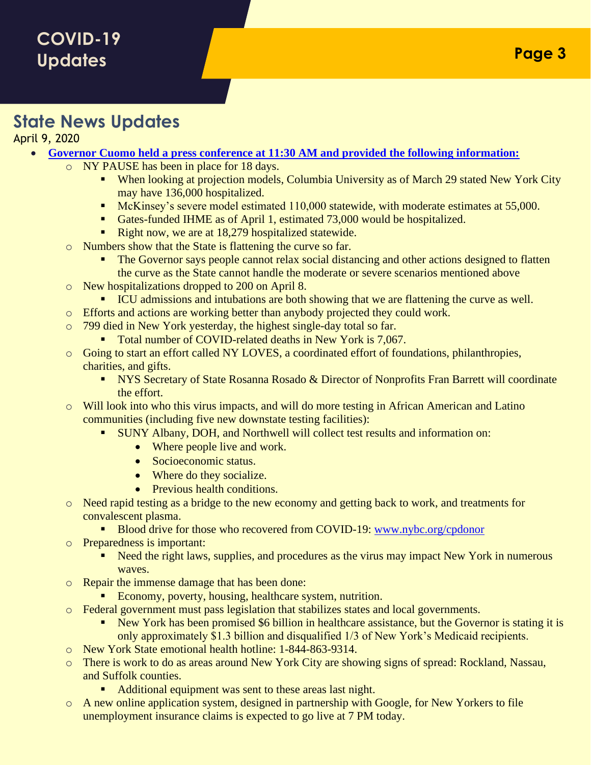## State News Updates

April 9, 2020

- **Governor Cuomo held a press conference at 11:30 AM and provided the following information:**
  - NY PAUSE has been in place for 18 days.
    - When looking at projection models, Columbia University as of March 29 stated New York City may have 136,000 hospitalized.
    - McKinsey's severe model estimated 110,000 statewide, with moderate estimates at 55,000.
    - Gates-funded IHME as of April 1, estimated 73,000 would be hospitalized.
    - Right now, we are at 18,279 hospitalized statewide.
  - Numbers show that the State is flattening the curve so far.
    - The Governor says people cannot relax social distancing and other actions designed to flatten the curve as the State cannot handle the moderate or severe scenarios mentioned above
  - New hospitalizations dropped to 200 on April 8.
    - ICU admissions and intubations are both showing that we are flattening the curve as well.
  - Efforts and actions are working better than anybody projected they could work.
  - 799 died in New York yesterday, the highest single-day total so far.
    - Total number of COVID-related deaths in New York is 7,067.
  - Going to start an effort called NY LOVES, a coordinated effort of foundations, philanthropies, charities, and gifts.
    - NYS Secretary of State Rosanna Rosado & Director of Nonprofits Fran Barrett will coordinate the effort.
  - Will look into who this virus impacts, and will do more testing in African American and Latino communities (including five new downstate testing facilities):
    - SUNY Albany, DOH, and Northwell will collect test results and information on:
      - Where people live and work.
      - Socioeconomic status.
      - Where do they socialize.
      - Previous health conditions.
  - Need rapid testing as a bridge to the new economy and getting back to work, and treatments for convalescent plasma.
    - Blood drive for those who recovered from COVID-19: www.nybc.org/cpdonor
  - Preparedness is important:
    - Need the right laws, supplies, and procedures as the virus may impact New York in numerous waves.
  - Repair the immense damage that has been done:
    - Economy, poverty, housing, healthcare system, nutrition.
  - Federal government must pass legislation that stabilizes states and local governments.
    - New York has been promised $6 billion in healthcare assistance, but the Governor is stating it is only approximately $1.3 billion and disqualified 1/3 of New York's Medicaid recipients.
  - New York State emotional health hotline: 1-844-863-9314.
  - There is work to do as areas around New York City are showing signs of spread: Rockland, Nassau, and Suffolk counties.
    - Additional equipment was sent to these areas last night.
  - A new online application system, designed in partnership with Google, for New Yorkers to file unemployment insurance claims is expected to go live at 7 PM today.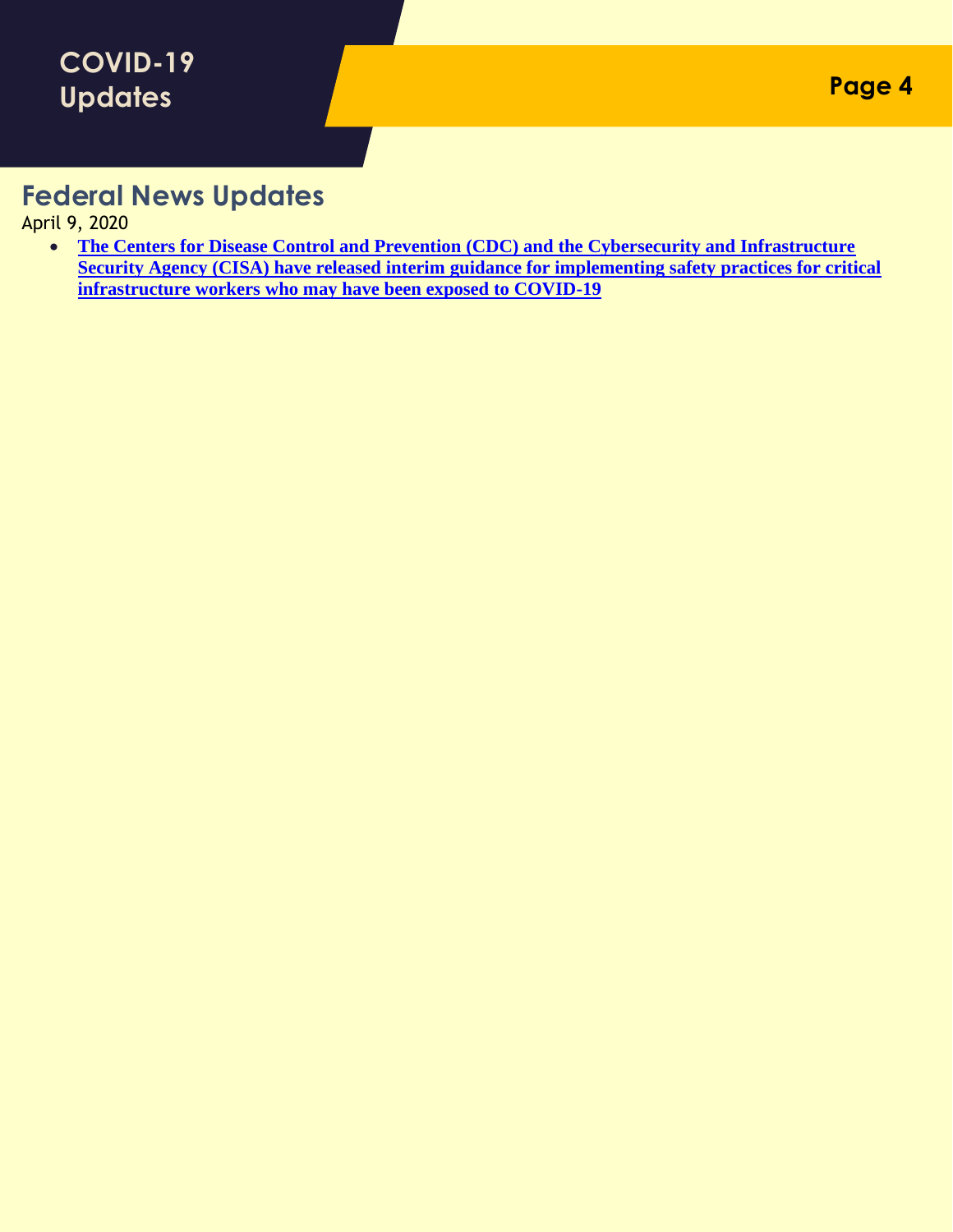## Federal News Updates

April 9, 2020

- **The Centers for Disease Control and Prevention (CDC) and the Cybersecurity and Infrastructure Security Agency (CISA) have released interim guidance for implementing safety practices for critical infrastructure workers who may have been exposed to COVID-19**